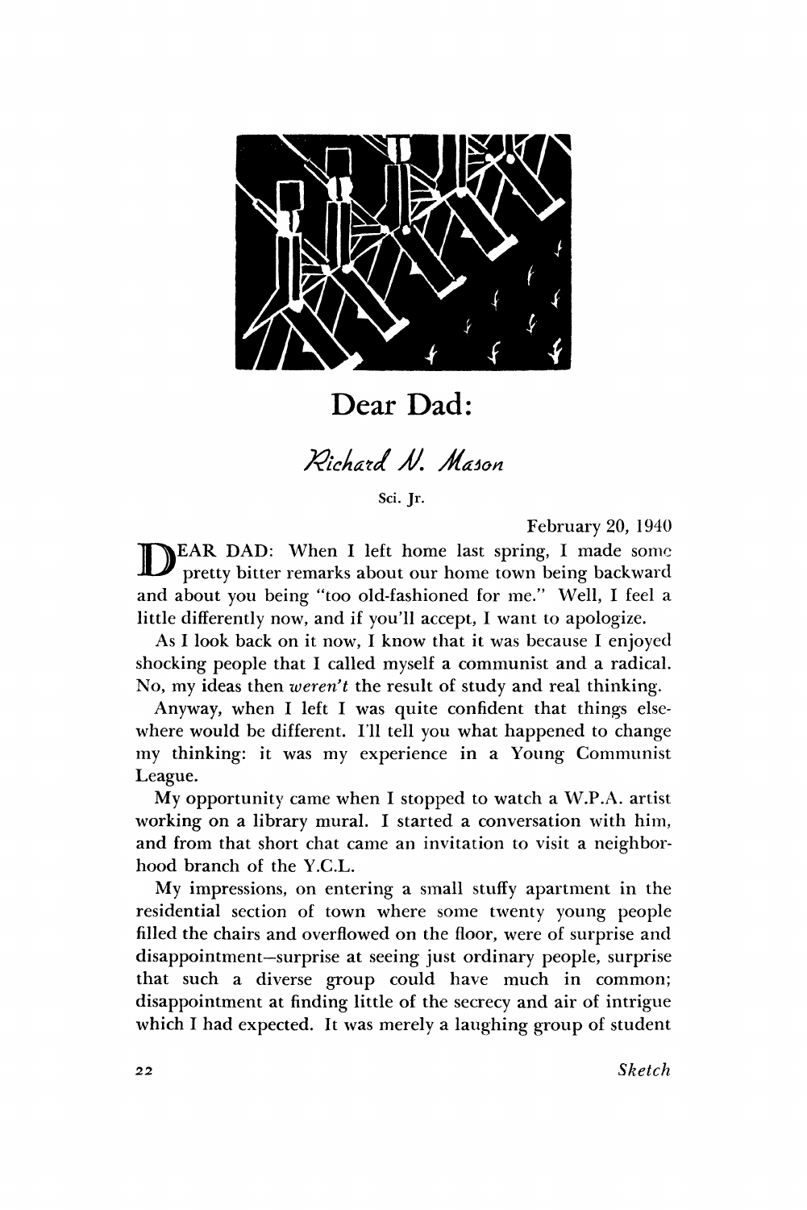# Dear Dad:

*Richard N. Mason*

Sci. Jr.

February 20, 1940

DEAR DAD: When I left home last spring, I made some pretty bitter remarks about our home town being backward and about you being "too old-fashioned for me." Well, I feel a little differently now, and if you'll accept, I want to apologize.

As I look back on it now, I know that it was because I enjoyed shocking people that I called myself a communist and a radical. No, my ideas then *weren't* the result of study and real thinking.

Anyway, when I left I was quite confident that things elsewhere would be different. I'll tell you what happened to change my thinking: it was my experience in a Young Communist League.

My opportunity came when I stopped to watch a W.P.A. artist working on a library mural. I started a conversation with him, and from that short chat came an invitation to visit a neighborhood branch of the Y.C.L.

My impressions, on entering a small stuffy apartment in the residential section of town where some twenty young people filled the chairs and overflowed on the floor, were of surprise and disappointment—surprise at seeing just ordinary people, surprise that such a diverse group could have much in common; disappointment at finding little of the secrecy and air of intrigue which I had expected. It was merely a laughing group of student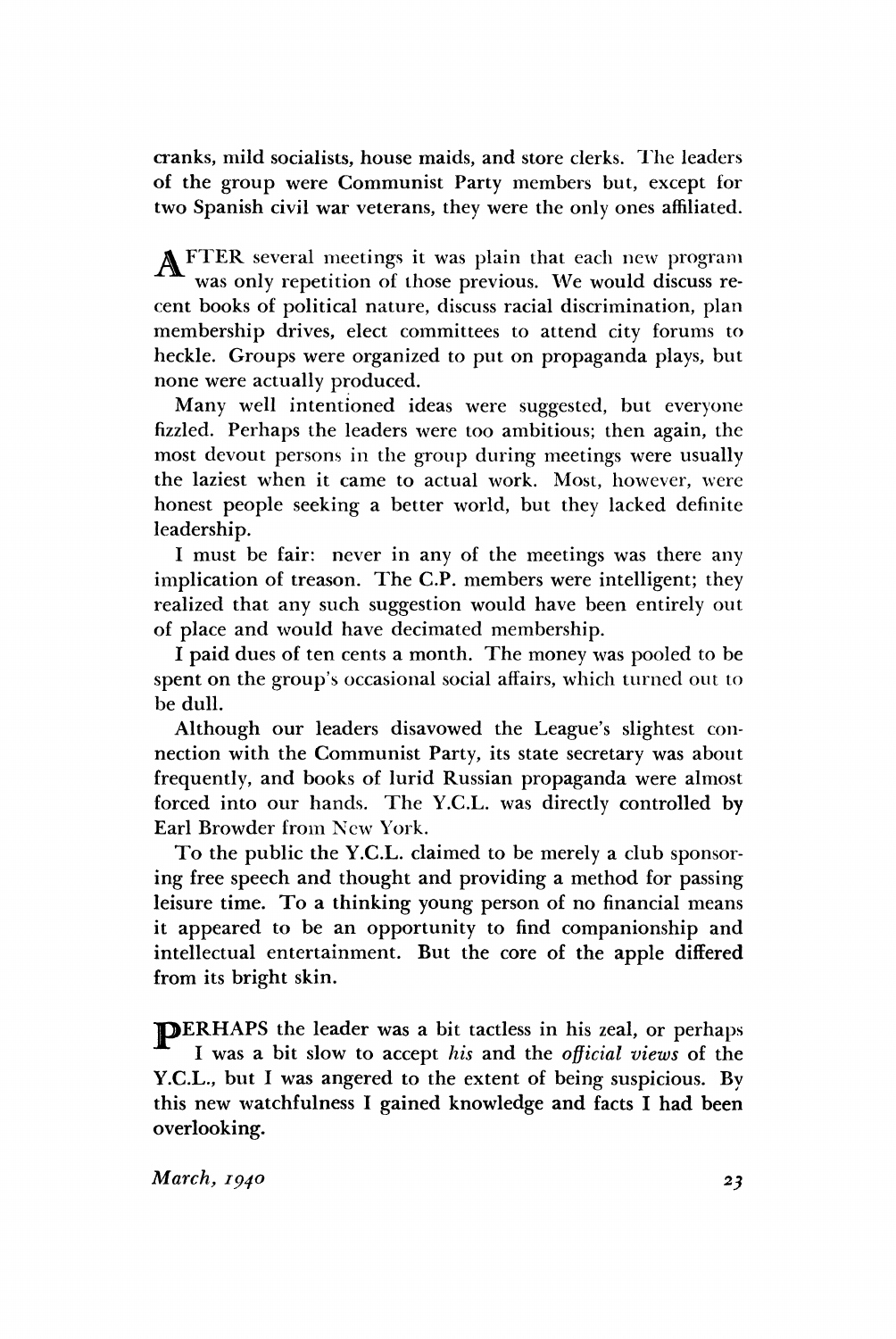cranks, mild socialists, house maids, and store clerks. The leaders of the group were Communist Party members but, except for two Spanish civil war veterans, they were the only ones affiliated.

AFTER several meetings it was plain that each new program was only repetition of those previous. We would discuss recent books of political nature, discuss racial discrimination, plan membership drives, elect committees to attend city forums to heckle. Groups were organized to put on propaganda plays, but none were actually produced.

Many well intentioned ideas were suggested, but everyone fizzled. Perhaps the leaders were too ambitious; then again, the most devout persons in the group during meetings were usually the laziest when it came to actual work. Most, however, were honest people seeking a better world, but they lacked definite leadership.

I must be fair: never in any of the meetings was there any implication of treason. The C.P. members were intelligent; they realized that any such suggestion would have been entirely out of place and would have decimated membership.

I paid dues of ten cents a month. The money was pooled to be spent on the group's occasional social affairs, which turned out to be dull.

Although our leaders disavowed the League's slightest connection with the Communist Party, its state secretary was about frequently, and books of lurid Russian propaganda were almost forced into our hands. The Y.C.L. was directly controlled by Earl Browder from New York.

To the public the Y.C.L. claimed to be merely a club sponsoring free speech and thought and providing a method for passing leisure time. To a thinking young person of no financial means it appeared to be an opportunity to find companionship and intellectual entertainment. But the core of the apple differed from its bright skin.

PERHAPS the leader was a bit tactless in his zeal, or perhaps I was a bit slow to accept *his* and the *official views* of the Y.C.L., but I was angered to the extent of being suspicious. By this new watchfulness I gained knowledge and facts I had been overlooking.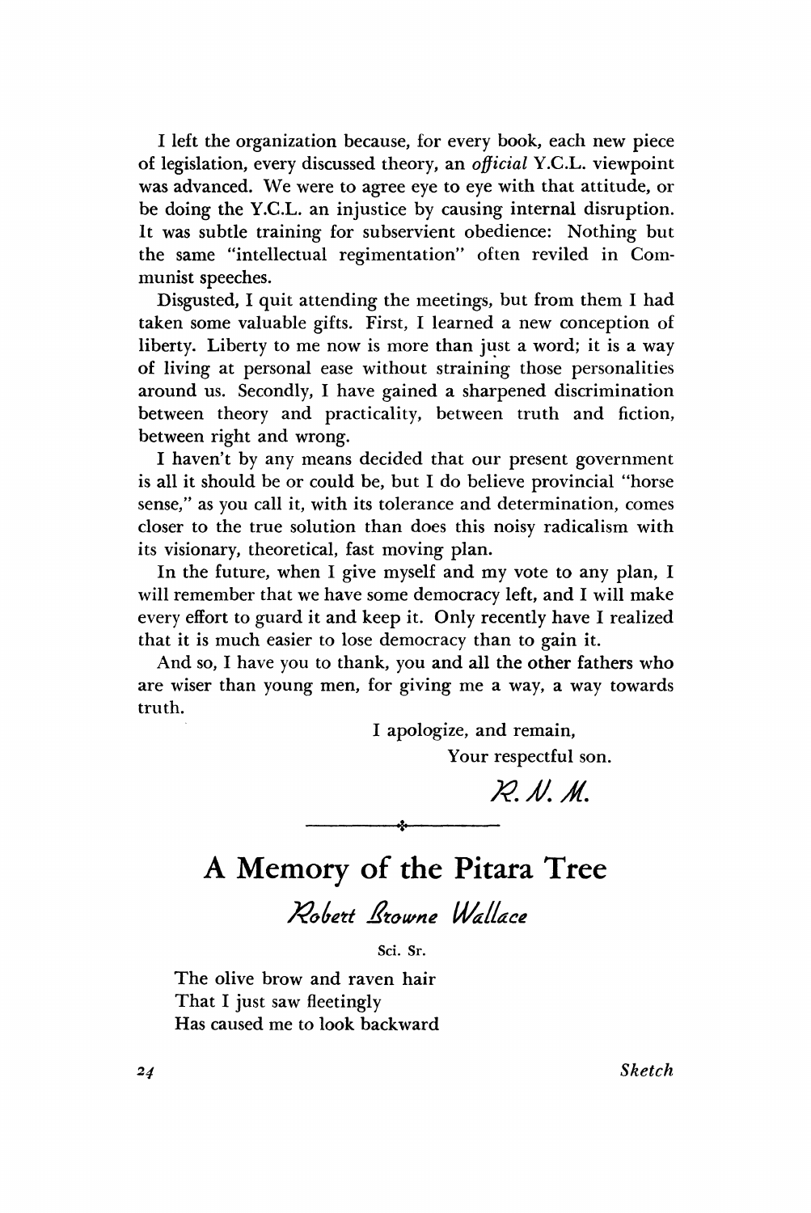I left the organization because, for every book, each new piece of legislation, every discussed theory, an *official* Y.C.L. viewpoint was advanced. We were to agree eye to eye with that attitude, or be doing the Y.C.L. an injustice by causing internal disruption. It was subtle training for subservient obedience: Nothing but the same "intellectual regimentation" often reviled in Communist speeches.

Disgusted, I quit attending the meetings, but from them I had taken some valuable gifts. First, I learned a new conception of liberty. Liberty to me now is more than just a word; it is a way of living at personal ease without straining those personalities around us. Secondly, I have gained a sharpened discrimination between theory and practicality, between truth and fiction, between right and wrong.

I haven't by any means decided that our present government is all it should be or could be, but I do believe provincial "horse sense," as you call it, with its tolerance and determination, comes closer to the true solution than does this noisy radicalism with its visionary, theoretical, fast moving plan.

In the future, when I give myself and my vote to any plan, I will remember that we have some democracy left, and I will make every effort to guard it and keep it. Only recently have I realized that it is much easier to lose democracy than to gain it.

And so, I have you to thank, you and all the other fathers who are wiser than young men, for giving me a way, a way towards truth.

I apologize, and remain,

Your respectful son.

*R. N. M.*

---

## A Memory of the Pitara Tree

*Robert Browne Wallace*

Sci. Sr.

The olive brow and raven hair
That I just saw fleetingly
Has caused me to look backward